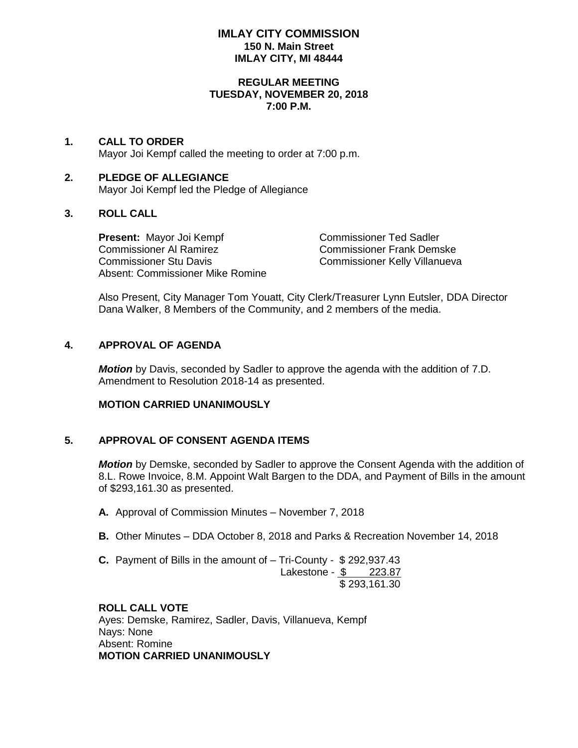# IMLAY CITY COMMISSION
**150 N. Main Street**
**IMLAY CITY, MI 48444**

**REGULAR MEETING**
**TUESDAY, NOVEMBER 20, 2018**
**7:00 P.M.**

**1. CALL TO ORDER**

Mayor Joi Kempf called the meeting to order at 7:00 p.m.

**2. PLEDGE OF ALLEGIANCE**

Mayor Joi Kempf led the Pledge of Allegiance

**3. ROLL CALL**

**Present:** Mayor Joi Kempf
Commissioner Ted Sadler
Commissioner Al Ramirez
Commissioner Frank Demske
Commissioner Stu Davis
Commissioner Kelly Villanueva
Absent: Commissioner Mike Romine

Also Present, City Manager Tom Youatt, City Clerk/Treasurer Lynn Eutsler, DDA Director Dana Walker, 8 Members of the Community, and 2 members of the media.

**4. APPROVAL OF AGENDA**

***Motion*** by Davis, seconded by Sadler to approve the agenda with the addition of 7.D. Amendment to Resolution 2018-14 as presented.

**MOTION CARRIED UNANIMOUSLY**

**5. APPROVAL OF CONSENT AGENDA ITEMS**

***Motion*** by Demske, seconded by Sadler to approve the Consent Agenda with the addition of 8.L. Rowe Invoice, 8.M. Appoint Walt Bargen to the DDA, and Payment of Bills in the amount of $293,161.30 as presented.

**A.** Approval of Commission Minutes – November 7, 2018

**B.** Other Minutes – DDA October 8, 2018 and Parks & Recreation November 14, 2018

**C.** Payment of Bills in the amount of –

| | |
|---|---|
| Tri-County - | $ 292,937.43 |
| Lakestone - | $ 223.87 |
| | $ 293,161.30 |

**ROLL CALL VOTE**
Ayes: Demske, Ramirez, Sadler, Davis, Villanueva, Kempf
Nays: None
Absent: Romine
**MOTION CARRIED UNANIMOUSLY**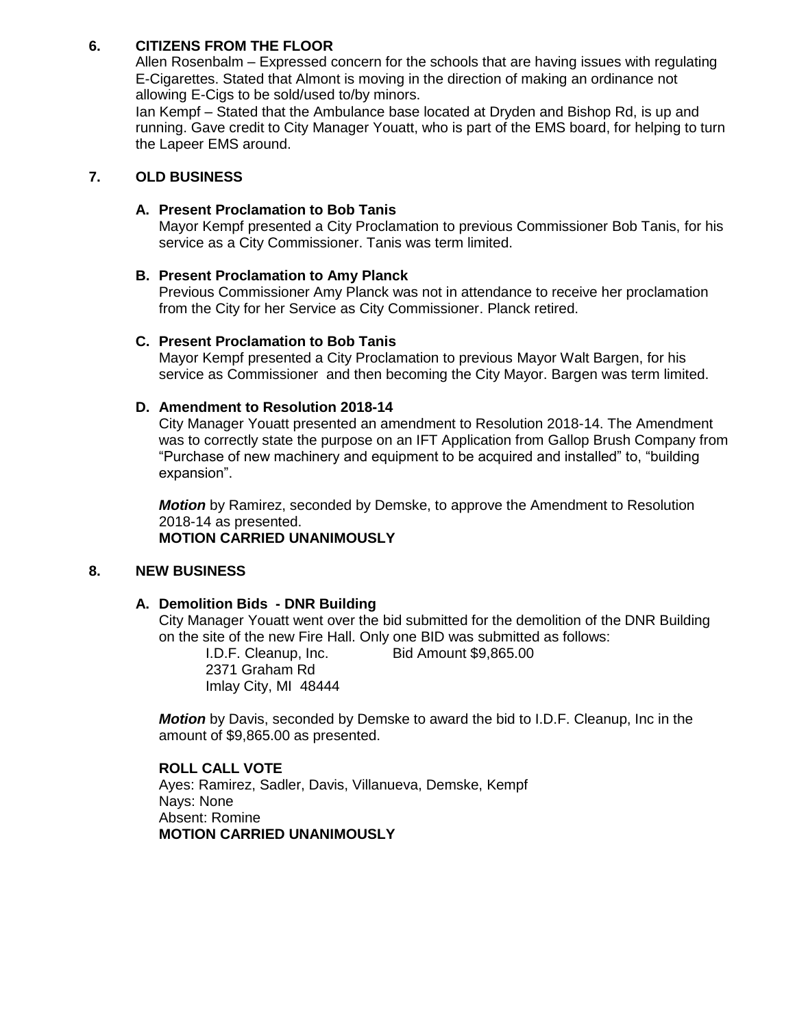## 6. CITIZENS FROM THE FLOOR

Allen Rosenbalm – Expressed concern for the schools that are having issues with regulating E-Cigarettes. Stated that Almont is moving in the direction of making an ordinance not allowing E-Cigs to be sold/used to/by minors.

Ian Kempf – Stated that the Ambulance base located at Dryden and Bishop Rd, is up and running. Gave credit to City Manager Youatt, who is part of the EMS board, for helping to turn the Lapeer EMS around.

## 7. OLD BUSINESS

### A. Present Proclamation to Bob Tanis

Mayor Kempf presented a City Proclamation to previous Commissioner Bob Tanis, for his service as a City Commissioner. Tanis was term limited.

### B. Present Proclamation to Amy Planck

Previous Commissioner Amy Planck was not in attendance to receive her proclamation from the City for her Service as City Commissioner. Planck retired.

### C. Present Proclamation to Bob Tanis

Mayor Kempf presented a City Proclamation to previous Mayor Walt Bargen, for his service as Commissioner and then becoming the City Mayor. Bargen was term limited.

### D. Amendment to Resolution 2018-14

City Manager Youatt presented an amendment to Resolution 2018-14. The Amendment was to correctly state the purpose on an IFT Application from Gallop Brush Company from "Purchase of new machinery and equipment to be acquired and installed" to, "building expansion".

***Motion*** by Ramirez, seconded by Demske, to approve the Amendment to Resolution 2018-14 as presented.
**MOTION CARRIED UNANIMOUSLY**

## 8. NEW BUSINESS

### A. Demolition Bids - DNR Building

City Manager Youatt went over the bid submitted for the demolition of the DNR Building on the site of the new Fire Hall. Only one BID was submitted as follows:

I.D.F. Cleanup, Inc. Bid Amount $9,865.00
2371 Graham Rd
Imlay City, MI 48444

***Motion*** by Davis, seconded by Demske to award the bid to I.D.F. Cleanup, Inc in the amount of $9,865.00 as presented.

**ROLL CALL VOTE**
Ayes: Ramirez, Sadler, Davis, Villanueva, Demske, Kempf
Nays: None
Absent: Romine
**MOTION CARRIED UNANIMOUSLY**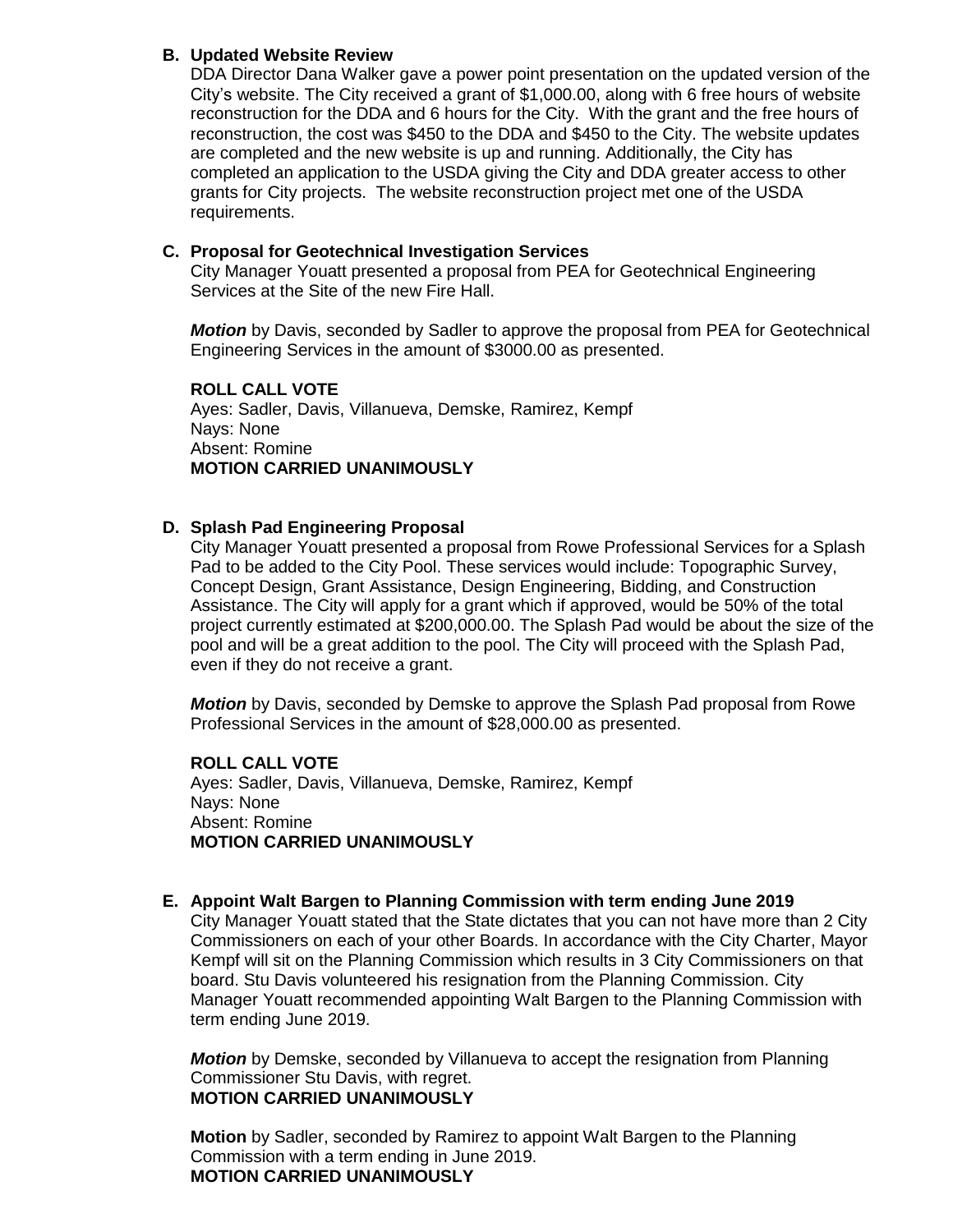### B. Updated Website Review

DDA Director Dana Walker gave a power point presentation on the updated version of the City's website. The City received a grant of $1,000.00, along with 6 free hours of website reconstruction for the DDA and 6 hours for the City. With the grant and the free hours of reconstruction, the cost was $450 to the DDA and $450 to the City. The website updates are completed and the new website is up and running. Additionally, the City has completed an application to the USDA giving the City and DDA greater access to other grants for City projects. The website reconstruction project met one of the USDA requirements.

### C. Proposal for Geotechnical Investigation Services

City Manager Youatt presented a proposal from PEA for Geotechnical Engineering Services at the Site of the new Fire Hall.

***Motion*** by Davis, seconded by Sadler to approve the proposal from PEA for Geotechnical Engineering Services in the amount of $3000.00 as presented.

**ROLL CALL VOTE**
Ayes: Sadler, Davis, Villanueva, Demske, Ramirez, Kempf
Nays: None
Absent: Romine
**MOTION CARRIED UNANIMOUSLY**

### D. Splash Pad Engineering Proposal

City Manager Youatt presented a proposal from Rowe Professional Services for a Splash Pad to be added to the City Pool. These services would include: Topographic Survey, Concept Design, Grant Assistance, Design Engineering, Bidding, and Construction Assistance. The City will apply for a grant which if approved, would be 50% of the total project currently estimated at $200,000.00. The Splash Pad would be about the size of the pool and will be a great addition to the pool. The City will proceed with the Splash Pad, even if they do not receive a grant.

***Motion*** by Davis, seconded by Demske to approve the Splash Pad proposal from Rowe Professional Services in the amount of $28,000.00 as presented.

**ROLL CALL VOTE**
Ayes: Sadler, Davis, Villanueva, Demske, Ramirez, Kempf
Nays: None
Absent: Romine
**MOTION CARRIED UNANIMOUSLY**

### E. Appoint Walt Bargen to Planning Commission with term ending June 2019

City Manager Youatt stated that the State dictates that you can not have more than 2 City Commissioners on each of your other Boards. In accordance with the City Charter, Mayor Kempf will sit on the Planning Commission which results in 3 City Commissioners on that board. Stu Davis volunteered his resignation from the Planning Commission. City Manager Youatt recommended appointing Walt Bargen to the Planning Commission with term ending June 2019.

***Motion*** by Demske, seconded by Villanueva to accept the resignation from Planning Commissioner Stu Davis, with regret.
**MOTION CARRIED UNANIMOUSLY**

**Motion** by Sadler, seconded by Ramirez to appoint Walt Bargen to the Planning Commission with a term ending in June 2019.
**MOTION CARRIED UNANIMOUSLY**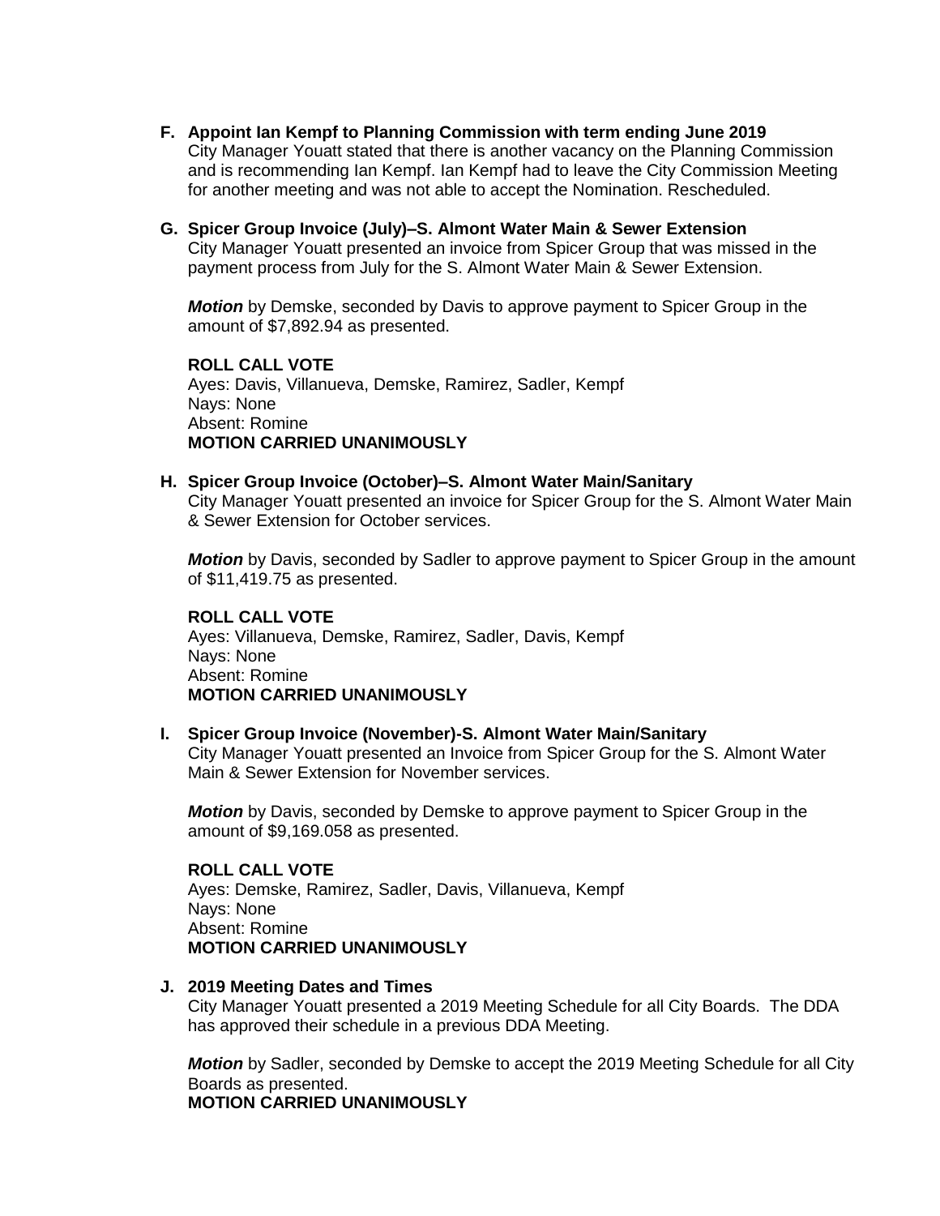**F. Appoint Ian Kempf to Planning Commission with term ending June 2019**

City Manager Youatt stated that there is another vacancy on the Planning Commission and is recommending Ian Kempf. Ian Kempf had to leave the City Commission Meeting for another meeting and was not able to accept the Nomination. Rescheduled.

**G. Spicer Group Invoice (July)–S. Almont Water Main & Sewer Extension**

City Manager Youatt presented an invoice from Spicer Group that was missed in the payment process from July for the S. Almont Water Main & Sewer Extension.

***Motion*** by Demske, seconded by Davis to approve payment to Spicer Group in the amount of $7,892.94 as presented.

**ROLL CALL VOTE**
Ayes: Davis, Villanueva, Demske, Ramirez, Sadler, Kempf
Nays: None
Absent: Romine
**MOTION CARRIED UNANIMOUSLY**

**H. Spicer Group Invoice (October)–S. Almont Water Main/Sanitary**

City Manager Youatt presented an invoice for Spicer Group for the S. Almont Water Main & Sewer Extension for October services.

***Motion*** by Davis, seconded by Sadler to approve payment to Spicer Group in the amount of $11,419.75 as presented.

**ROLL CALL VOTE**
Ayes: Villanueva, Demske, Ramirez, Sadler, Davis, Kempf
Nays: None
Absent: Romine
**MOTION CARRIED UNANIMOUSLY**

**I. Spicer Group Invoice (November)-S. Almont Water Main/Sanitary**

City Manager Youatt presented an Invoice from Spicer Group for the S. Almont Water Main & Sewer Extension for November services.

***Motion*** by Davis, seconded by Demske to approve payment to Spicer Group in the amount of $9,169.058 as presented.

**ROLL CALL VOTE**
Ayes: Demske, Ramirez, Sadler, Davis, Villanueva, Kempf
Nays: None
Absent: Romine
**MOTION CARRIED UNANIMOUSLY**

**J. 2019 Meeting Dates and Times**

City Manager Youatt presented a 2019 Meeting Schedule for all City Boards. The DDA has approved their schedule in a previous DDA Meeting.

***Motion*** by Sadler, seconded by Demske to accept the 2019 Meeting Schedule for all City Boards as presented.
**MOTION CARRIED UNANIMOUSLY**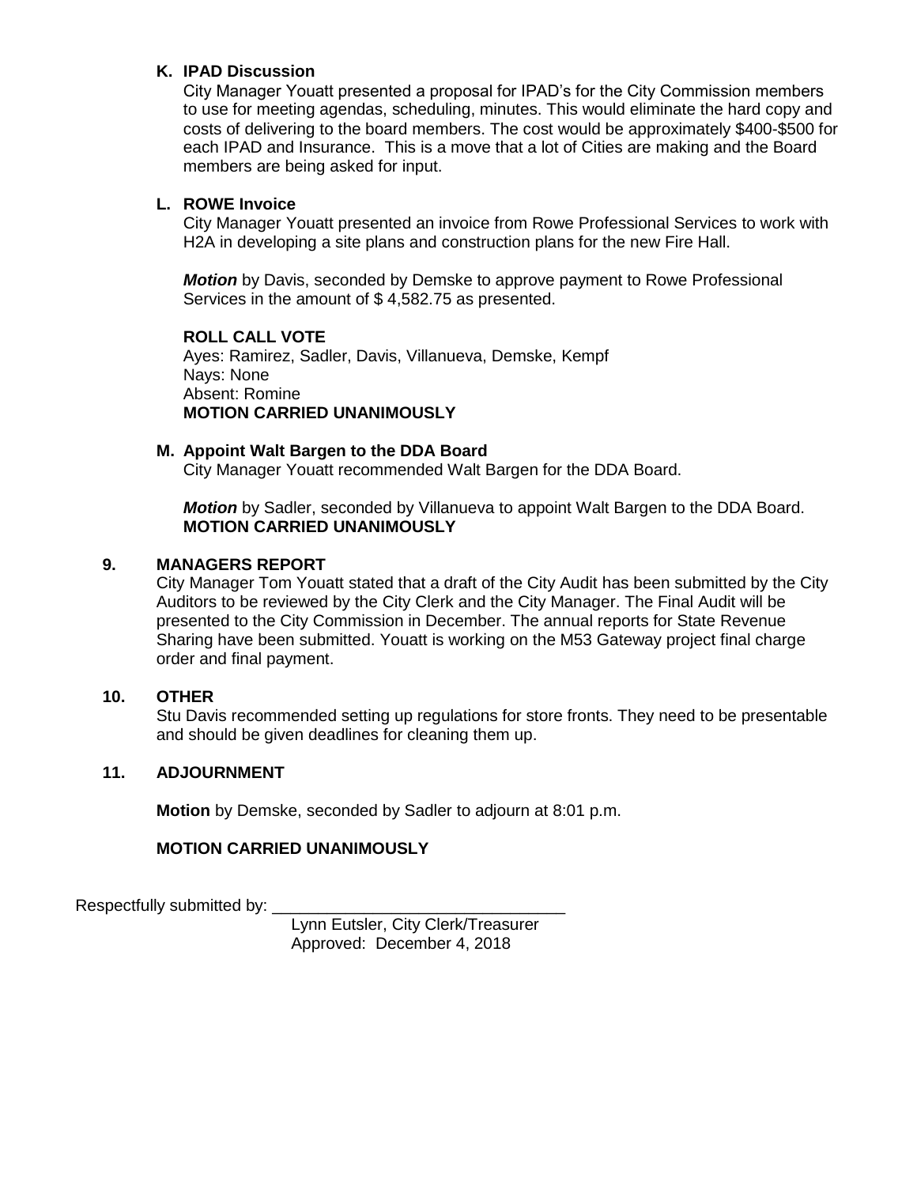**K. IPAD Discussion**

City Manager Youatt presented a proposal for IPAD's for the City Commission members to use for meeting agendas, scheduling, minutes. This would eliminate the hard copy and costs of delivering to the board members. The cost would be approximately $400-$500 for each IPAD and Insurance. This is a move that a lot of Cities are making and the Board members are being asked for input.

**L. ROWE Invoice**

City Manager Youatt presented an invoice from Rowe Professional Services to work with H2A in developing a site plans and construction plans for the new Fire Hall.

***Motion*** by Davis, seconded by Demske to approve payment to Rowe Professional Services in the amount of $ 4,582.75 as presented.

**ROLL CALL VOTE**
Ayes: Ramirez, Sadler, Davis, Villanueva, Demske, Kempf
Nays: None
Absent: Romine
**MOTION CARRIED UNANIMOUSLY**

**M. Appoint Walt Bargen to the DDA Board**

City Manager Youatt recommended Walt Bargen for the DDA Board.

***Motion*** by Sadler, seconded by Villanueva to appoint Walt Bargen to the DDA Board.
**MOTION CARRIED UNANIMOUSLY**

**9. MANAGERS REPORT**

City Manager Tom Youatt stated that a draft of the City Audit has been submitted by the City Auditors to be reviewed by the City Clerk and the City Manager. The Final Audit will be presented to the City Commission in December. The annual reports for State Revenue Sharing have been submitted. Youatt is working on the M53 Gateway project final charge order and final payment.

**10. OTHER**

Stu Davis recommended setting up regulations for store fronts. They need to be presentable and should be given deadlines for cleaning them up.

**11. ADJOURNMENT**

**Motion** by Demske, seconded by Sadler to adjourn at 8:01 p.m.

**MOTION CARRIED UNANIMOUSLY**

Respectfully submitted by: ________________________________
Lynn Eutsler, City Clerk/Treasurer
Approved: December 4, 2018